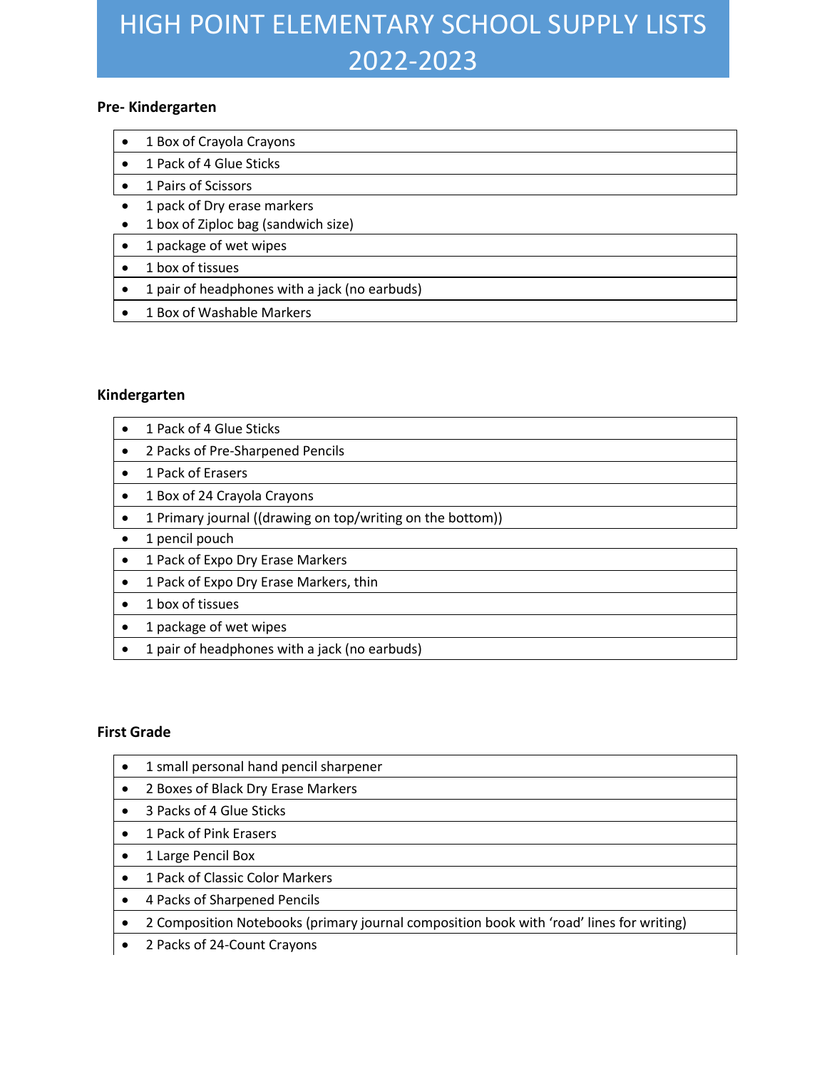# HIGH POINT ELEMENTARY SCHOOL SUPPLY LISTS 2022-2023

**Pre- Kindergarten**

- 1 Box of Crayola Crayons
- 1 Pack of 4 Glue Sticks
- 1 Pairs of Scissors
- 1 pack of Dry erase markers
- 1 box of Ziploc bag (sandwich size)
- 1 package of wet wipes
- 1 box of tissues
- 1 pair of headphones with a jack (no earbuds)
- 1 Box of Washable Markers

**Kindergarten**

- 1 Pack of 4 Glue Sticks
- 2 Packs of Pre-Sharpened Pencils
- 1 Pack of Erasers
- 1 Box of 24 Crayola Crayons
- 1 Primary journal ((drawing on top/writing on the bottom))
- 1 pencil pouch
- 1 Pack of Expo Dry Erase Markers
- 1 Pack of Expo Dry Erase Markers, thin
- 1 box of tissues
- 1 package of wet wipes
- 1 pair of headphones with a jack (no earbuds)

**First Grade**

- 1 small personal hand pencil sharpener
- 2 Boxes of Black Dry Erase Markers
- 3 Packs of 4 Glue Sticks
- 1 Pack of Pink Erasers
- 1 Large Pencil Box
- 1 Pack of Classic Color Markers
- 4 Packs of Sharpened Pencils
- 2 Composition Notebooks (primary journal composition book with 'road' lines for writing)
- 2 Packs of 24-Count Crayons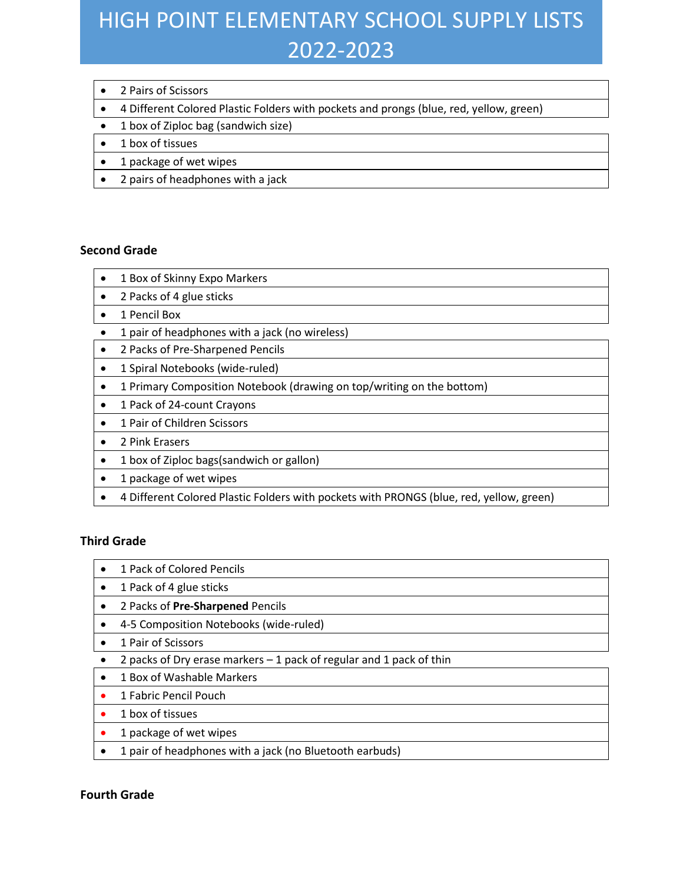# HIGH POINT ELEMENTARY SCHOOL SUPPLY LISTS 2022-2023

- 2 Pairs of Scissors
- 4 Different Colored Plastic Folders with pockets and prongs (blue, red, yellow, green)
- 1 box of Ziploc bag (sandwich size)
- 1 box of tissues
- 1 package of wet wipes
- 2 pairs of headphones with a jack

**Second Grade**

- 1 Box of Skinny Expo Markers
- 2 Packs of 4 glue sticks
- 1 Pencil Box
- 1 pair of headphones with a jack (no wireless)
- 2 Packs of Pre-Sharpened Pencils
- 1 Spiral Notebooks (wide-ruled)
- 1 Primary Composition Notebook (drawing on top/writing on the bottom)
- 1 Pack of 24-count Crayons
- 1 Pair of Children Scissors
- 2 Pink Erasers
- 1 box of Ziploc bags(sandwich or gallon)
- 1 package of wet wipes
- 4 Different Colored Plastic Folders with pockets with PRONGS (blue, red, yellow, green)

**Third Grade**

- 1 Pack of Colored Pencils
- 1 Pack of 4 glue sticks
- 2 Packs of **Pre-Sharpened** Pencils
- 4-5 Composition Notebooks (wide-ruled)
- 1 Pair of Scissors
- 2 packs of Dry erase markers – 1 pack of regular and 1 pack of thin
- 1 Box of Washable Markers
- 1 Fabric Pencil Pouch
- 1 box of tissues
- 1 package of wet wipes
- 1 pair of headphones with a jack (no Bluetooth earbuds)

**Fourth Grade**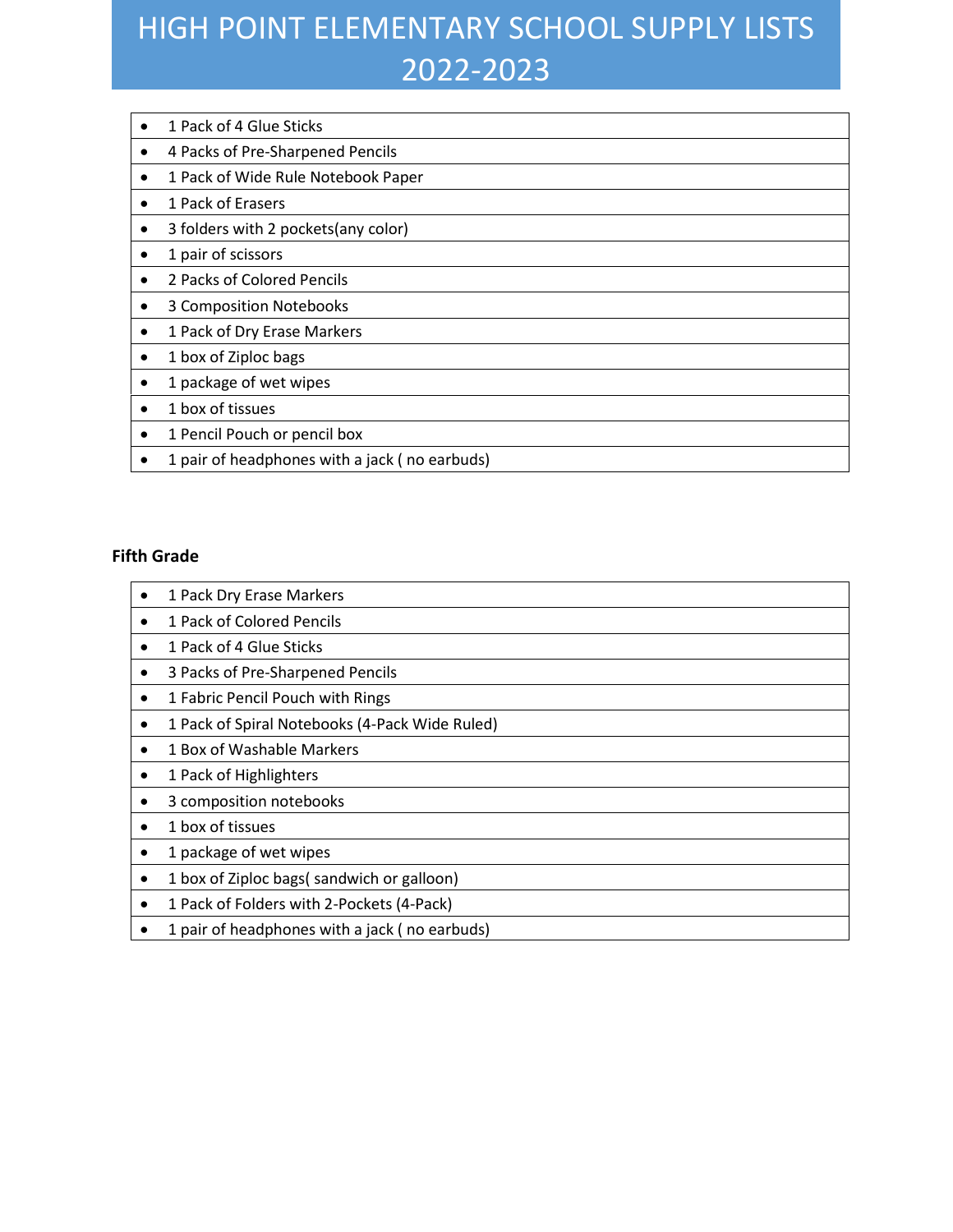# HIGH POINT ELEMENTARY SCHOOL SUPPLY LISTS 2022-2023

| |
|---|
| • 1 Pack of 4 Glue Sticks |
| • 4 Packs of Pre-Sharpened Pencils |
| • 1 Pack of Wide Rule Notebook Paper |
| • 1 Pack of Erasers |
| • 3 folders with 2 pockets(any color) |
| • 1 pair of scissors |
| • 2 Packs of Colored Pencils |
| • 3 Composition Notebooks |
| • 1 Pack of Dry Erase Markers |
| • 1 box of Ziploc bags |
| • 1 package of wet wipes |
| • 1 box of tissues |
| • 1 Pencil Pouch or pencil box |
| • 1 pair of headphones with a jack ( no earbuds) |

**Fifth Grade**

| |
|---|
| • 1 Pack Dry Erase Markers |
| • 1 Pack of Colored Pencils |
| • 1 Pack of 4 Glue Sticks |
| • 3 Packs of Pre-Sharpened Pencils |
| • 1 Fabric Pencil Pouch with Rings |
| • 1 Pack of Spiral Notebooks (4-Pack Wide Ruled) |
| • 1 Box of Washable Markers |
| • 1 Pack of Highlighters |
| • 3 composition notebooks |
| • 1 box of tissues |
| • 1 package of wet wipes |
| • 1 box of Ziploc bags( sandwich or galloon) |
| • 1 Pack of Folders with 2-Pockets (4-Pack) |
| • 1 pair of headphones with a jack ( no earbuds) |